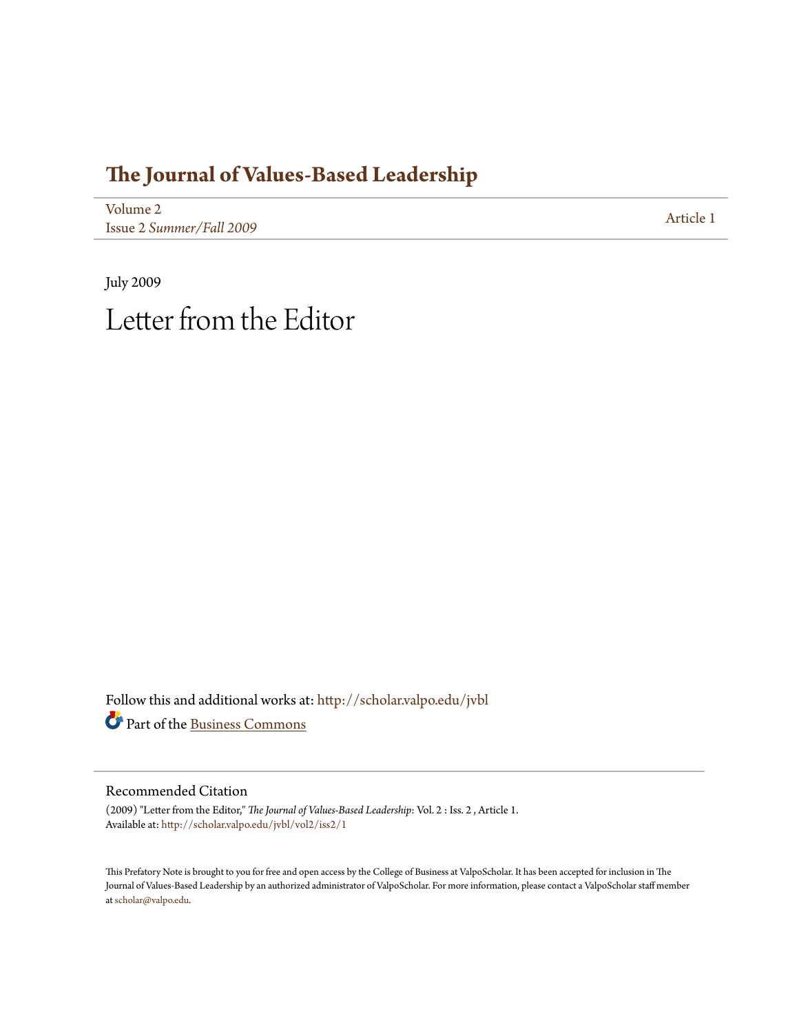# The Journal of Values-Based Leadership

Volume 2
Issue 2 *Summer/Fall 2009*

Article 1

July 2009

# Letter from the Editor

Follow this and additional works at: http://scholar.valpo.edu/jvbl

Part of the Business Commons

## Recommended Citation

(2009) "Letter from the Editor," *The Journal of Values-Based Leadership*: Vol. 2 : Iss. 2 , Article 1.
Available at: http://scholar.valpo.edu/jvbl/vol2/iss2/1

This Prefatory Note is brought to you for free and open access by the College of Business at ValpoScholar. It has been accepted for inclusion in The Journal of Values-Based Leadership by an authorized administrator of ValpoScholar. For more information, please contact a ValpoScholar staff member at scholar@valpo.edu.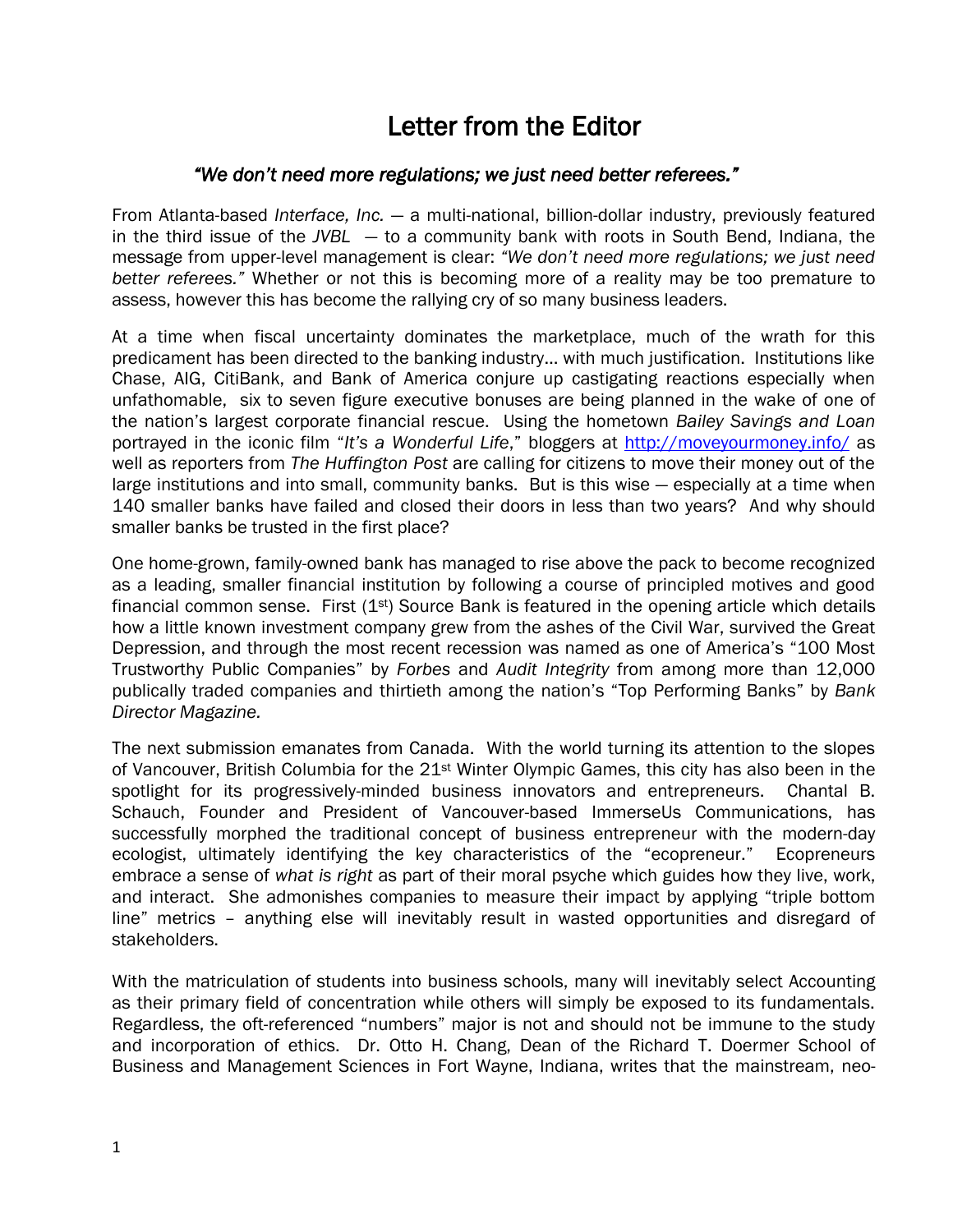# Letter from the Editor

### *"We don't need more regulations; we just need better referees."*

From Atlanta-based *Interface, Inc.* — a multi-national, billion-dollar industry, previously featured in the third issue of the *JVBL* — to a community bank with roots in South Bend, Indiana, the message from upper-level management is clear: *"We don't need more regulations; we just need better referees."* Whether or not this is becoming more of a reality may be too premature to assess, however this has become the rallying cry of so many business leaders.

At a time when fiscal uncertainty dominates the marketplace, much of the wrath for this predicament has been directed to the banking industry… with much justification. Institutions like Chase, AIG, CitiBank, and Bank of America conjure up castigating reactions especially when unfathomable, six to seven figure executive bonuses are being planned in the wake of one of the nation's largest corporate financial rescue. Using the hometown *Bailey Savings and Loan* portrayed in the iconic film "*It's a Wonderful Life*," bloggers at http://moveyourmoney.info/ as well as reporters from *The Huffington Post* are calling for citizens to move their money out of the large institutions and into small, community banks. But is this wise — especially at a time when 140 smaller banks have failed and closed their doors in less than two years? And why should smaller banks be trusted in the first place?

One home-grown, family-owned bank has managed to rise above the pack to become recognized as a leading, smaller financial institution by following a course of principled motives and good financial common sense. First (1st) Source Bank is featured in the opening article which details how a little known investment company grew from the ashes of the Civil War, survived the Great Depression, and through the most recent recession was named as one of America's "100 Most Trustworthy Public Companies" by *Forbes* and *Audit Integrity* from among more than 12,000 publically traded companies and thirtieth among the nation's "Top Performing Banks" by *Bank Director Magazine.*

The next submission emanates from Canada. With the world turning its attention to the slopes of Vancouver, British Columbia for the 21st Winter Olympic Games, this city has also been in the spotlight for its progressively-minded business innovators and entrepreneurs. Chantal B. Schauch, Founder and President of Vancouver-based ImmerseUs Communications, has successfully morphed the traditional concept of business entrepreneur with the modern-day ecologist, ultimately identifying the key characteristics of the "ecopreneur." Ecopreneurs embrace a sense of *what is right* as part of their moral psyche which guides how they live, work, and interact. She admonishes companies to measure their impact by applying "triple bottom line" metrics – anything else will inevitably result in wasted opportunities and disregard of stakeholders.

With the matriculation of students into business schools, many will inevitably select Accounting as their primary field of concentration while others will simply be exposed to its fundamentals. Regardless, the oft-referenced "numbers" major is not and should not be immune to the study and incorporation of ethics. Dr. Otto H. Chang, Dean of the Richard T. Doermer School of Business and Management Sciences in Fort Wayne, Indiana, writes that the mainstream, neo-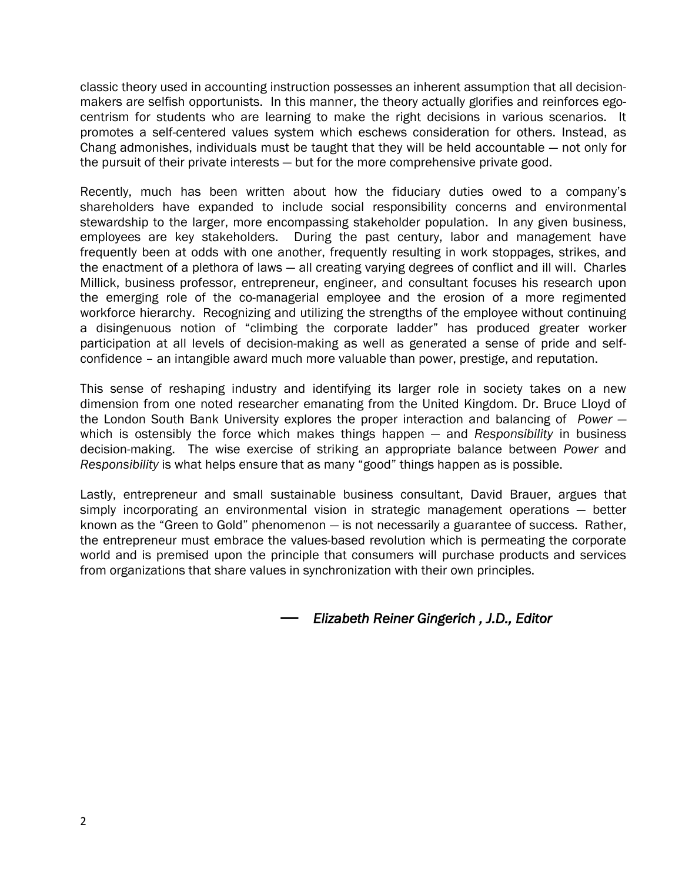classic theory used in accounting instruction possesses an inherent assumption that all decision-makers are selfish opportunists. In this manner, the theory actually glorifies and reinforces ego-centrism for students who are learning to make the right decisions in various scenarios. It promotes a self-centered values system which eschews consideration for others. Instead, as Chang admonishes, individuals must be taught that they will be held accountable — not only for the pursuit of their private interests — but for the more comprehensive private good.

Recently, much has been written about how the fiduciary duties owed to a company's shareholders have expanded to include social responsibility concerns and environmental stewardship to the larger, more encompassing stakeholder population. In any given business, employees are key stakeholders. During the past century, labor and management have frequently been at odds with one another, frequently resulting in work stoppages, strikes, and the enactment of a plethora of laws — all creating varying degrees of conflict and ill will. Charles Millick, business professor, entrepreneur, engineer, and consultant focuses his research upon the emerging role of the co-managerial employee and the erosion of a more regimented workforce hierarchy. Recognizing and utilizing the strengths of the employee without continuing a disingenuous notion of "climbing the corporate ladder" has produced greater worker participation at all levels of decision-making as well as generated a sense of pride and self-confidence – an intangible award much more valuable than power, prestige, and reputation.

This sense of reshaping industry and identifying its larger role in society takes on a new dimension from one noted researcher emanating from the United Kingdom. Dr. Bruce Lloyd of the London South Bank University explores the proper interaction and balancing of *Power* — which is ostensibly the force which makes things happen — and *Responsibility* in business decision-making. The wise exercise of striking an appropriate balance between *Power* and *Responsibility* is what helps ensure that as many "good" things happen as is possible.

Lastly, entrepreneur and small sustainable business consultant, David Brauer, argues that simply incorporating an environmental vision in strategic management operations — better known as the "Green to Gold" phenomenon — is not necessarily a guarantee of success. Rather, the entrepreneur must embrace the values-based revolution which is permeating the corporate world and is premised upon the principle that consumers will purchase products and services from organizations that share values in synchronization with their own principles.

— *Elizabeth Reiner Gingerich , J.D., Editor*